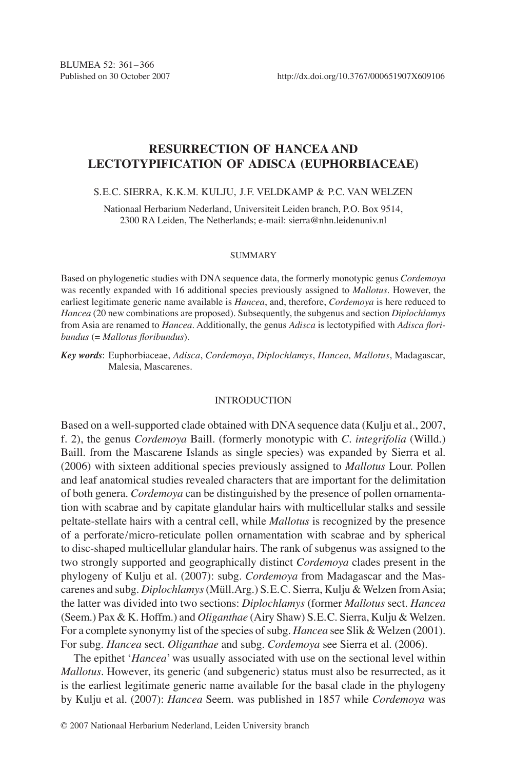# RESURRECTION OF HANCEA AND LECTOTYPIFICATION OF ADISCA (EUPHORBIACEAE)

S.E.C. SIERRA, K.K.M. KULJU, J.F. VELDKAMP & P.C. VAN WELZEN

Nationaal Herbarium Nederland, Universiteit Leiden branch, P.O. Box 9514, 2300 RA Leiden, The Netherlands; e-mail: sierra@nhn.leidenuniv.nl

## SUMMARY

Based on phylogenetic studies with DNA sequence data, the formerly monotypic genus *Cordemoya* was recently expanded with 16 additional species previously assigned to *Mallotus*. However, the earliest legitimate generic name available is *Hancea*, and, therefore, *Cordemoya* is here reduced to *Hancea* (20 new combinations are proposed). Subsequently, the subgenus and section *Diplochlamys* from Asia are renamed to *Hancea*. Additionally, the genus *Adisca* is lectotypified with *Adisca floribundus* (= *Mallotus floribundus*).

***Key words***: Euphorbiaceae, *Adisca*, *Cordemoya*, *Diplochlamys*, *Hancea, Mallotus*, Madagascar, Malesia, Mascarenes.

## INTRODUCTION

Based on a well-supported clade obtained with DNA sequence data (Kulju et al., 2007, f. 2), the genus *Cordemoya* Baill. (formerly monotypic with *C. integrifolia* (Willd.) Baill. from the Mascarene Islands as single species) was expanded by Sierra et al. (2006) with sixteen additional species previously assigned to *Mallotus* Lour. Pollen and leaf anatomical studies revealed characters that are important for the delimitation of both genera. *Cordemoya* can be distinguished by the presence of pollen ornamentation with scabrae and by capitate glandular hairs with multicellular stalks and sessile peltate-stellate hairs with a central cell, while *Mallotus* is recognized by the presence of a perforate/micro-reticulate pollen ornamentation with scabrae and by spherical to disc-shaped multicellular glandular hairs. The rank of subgenus was assigned to the two strongly supported and geographically distinct *Cordemoya* clades present in the phylogeny of Kulju et al. (2007): subg. *Cordemoya* from Madagascar and the Mascarenes and subg. *Diplochlamys* (Müll.Arg.) S.E.C. Sierra, Kulju & Welzen from Asia; the latter was divided into two sections: *Diplochlamys* (former *Mallotus* sect. *Hancea* (Seem.) Pax & K. Hoffm.) and *Oliganthae* (Airy Shaw) S.E.C. Sierra, Kulju & Welzen. For a complete synonymy list of the species of subg. *Hancea* see Slik & Welzen (2001). For subg. *Hancea* sect. *Oliganthae* and subg. *Cordemoya* see Sierra et al. (2006).

The epithet '*Hancea*' was usually associated with use on the sectional level within *Mallotus*. However, its generic (and subgeneric) status must also be resurrected, as it is the earliest legitimate generic name available for the basal clade in the phylogeny by Kulju et al. (2007): *Hancea* Seem. was published in 1857 while *Cordemoya* was

© 2007 Nationaal Herbarium Nederland, Leiden University branch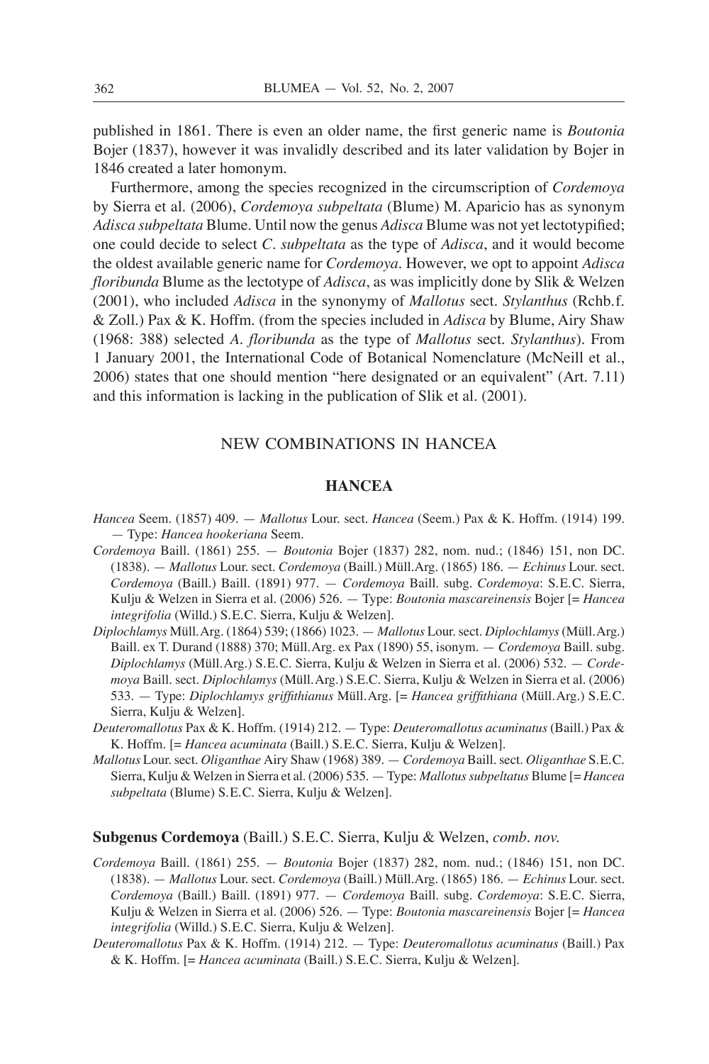published in 1861. There is even an older name, the first generic name is *Boutonia* Bojer (1837), however it was invalidly described and its later validation by Bojer in 1846 created a later homonym.

Furthermore, among the species recognized in the circumscription of *Cordemoya* by Sierra et al. (2006), *Cordemoya subpeltata* (Blume) M. Aparicio has as synonym *Adisca subpeltata* Blume. Until now the genus *Adisca* Blume was not yet lectotypified; one could decide to select *C. subpeltata* as the type of *Adisca*, and it would become the oldest available generic name for *Cordemoya*. However, we opt to appoint *Adisca floribunda* Blume as the lectotype of *Adisca*, as was implicitly done by Slik & Welzen (2001), who included *Adisca* in the synonymy of *Mallotus* sect. *Stylanthus* (Rchb.f. & Zoll.) Pax & K. Hoffm. (from the species included in *Adisca* by Blume, Airy Shaw (1968: 388) selected *A. floribunda* as the type of *Mallotus* sect. *Stylanthus*). From 1 January 2001, the International Code of Botanical Nomenclature (McNeill et al., 2006) states that one should mention "here designated or an equivalent" (Art. 7.11) and this information is lacking in the publication of Slik et al. (2001).

## NEW COMBINATIONS IN HANCEA

### HANCEA

*Hancea* Seem. (1857) 409. — *Mallotus* Lour. sect. *Hancea* (Seem.) Pax & K. Hoffm. (1914) 199. — Type: *Hancea hookeriana* Seem.

*Cordemoya* Baill. (1861) 255. — *Boutonia* Bojer (1837) 282, nom. nud.; (1846) 151, non DC. (1838). — *Mallotus* Lour. sect. *Cordemoya* (Baill.) Müll.Arg. (1865) 186. — *Echinus* Lour. sect. *Cordemoya* (Baill.) Baill. (1891) 977. — *Cordemoya* Baill. subg. *Cordemoya*: S.E.C. Sierra, Kulju & Welzen in Sierra et al. (2006) 526. — Type: *Boutonia mascareinensis* Bojer [= *Hancea integrifolia* (Willd.) S.E.C. Sierra, Kulju & Welzen].

*Diplochlamys* Müll.Arg. (1864) 539; (1866) 1023. — *Mallotus* Lour. sect. *Diplochlamys* (Müll.Arg.) Baill. ex T. Durand (1888) 370; Müll.Arg. ex Pax (1890) 55, isonym. — *Cordemoya* Baill. subg. *Diplochlamys* (Müll.Arg.) S.E.C. Sierra, Kulju & Welzen in Sierra et al. (2006) 532. — *Cordemoya* Baill. sect. *Diplochlamys* (Müll.Arg.) S.E.C. Sierra, Kulju & Welzen in Sierra et al. (2006) 533. — Type: *Diplochlamys griffithianus* Müll.Arg. [= *Hancea griffithiana* (Müll.Arg.) S.E.C. Sierra, Kulju & Welzen].

*Deuteromallotus* Pax & K. Hoffm. (1914) 212. — Type: *Deuteromallotus acuminatus* (Baill.) Pax & K. Hoffm. [= *Hancea acuminata* (Baill.) S.E.C. Sierra, Kulju & Welzen].

*Mallotus* Lour. sect. *Oliganthae* Airy Shaw (1968) 389. — *Cordemoya* Baill. sect. *Oliganthae* S.E.C. Sierra, Kulju & Welzen in Sierra et al. (2006) 535. — Type: *Mallotus subpeltatus* Blume [= *Hancea subpeltata* (Blume) S.E.C. Sierra, Kulju & Welzen].

**Subgenus Cordemoya** (Baill.) S.E.C. Sierra, Kulju & Welzen, *comb. nov.*

*Cordemoya* Baill. (1861) 255. — *Boutonia* Bojer (1837) 282, nom. nud.; (1846) 151, non DC. (1838). — *Mallotus* Lour. sect. *Cordemoya* (Baill.) Müll.Arg. (1865) 186. — *Echinus* Lour. sect. *Cordemoya* (Baill.) Baill. (1891) 977. — *Cordemoya* Baill. subg. *Cordemoya*: S.E.C. Sierra, Kulju & Welzen in Sierra et al. (2006) 526. — Type: *Boutonia mascareinensis* Bojer [= *Hancea integrifolia* (Willd.) S.E.C. Sierra, Kulju & Welzen].

*Deuteromallotus* Pax & K. Hoffm. (1914) 212. — Type: *Deuteromallotus acuminatus* (Baill.) Pax & K. Hoffm. [= *Hancea acuminata* (Baill.) S.E.C. Sierra, Kulju & Welzen].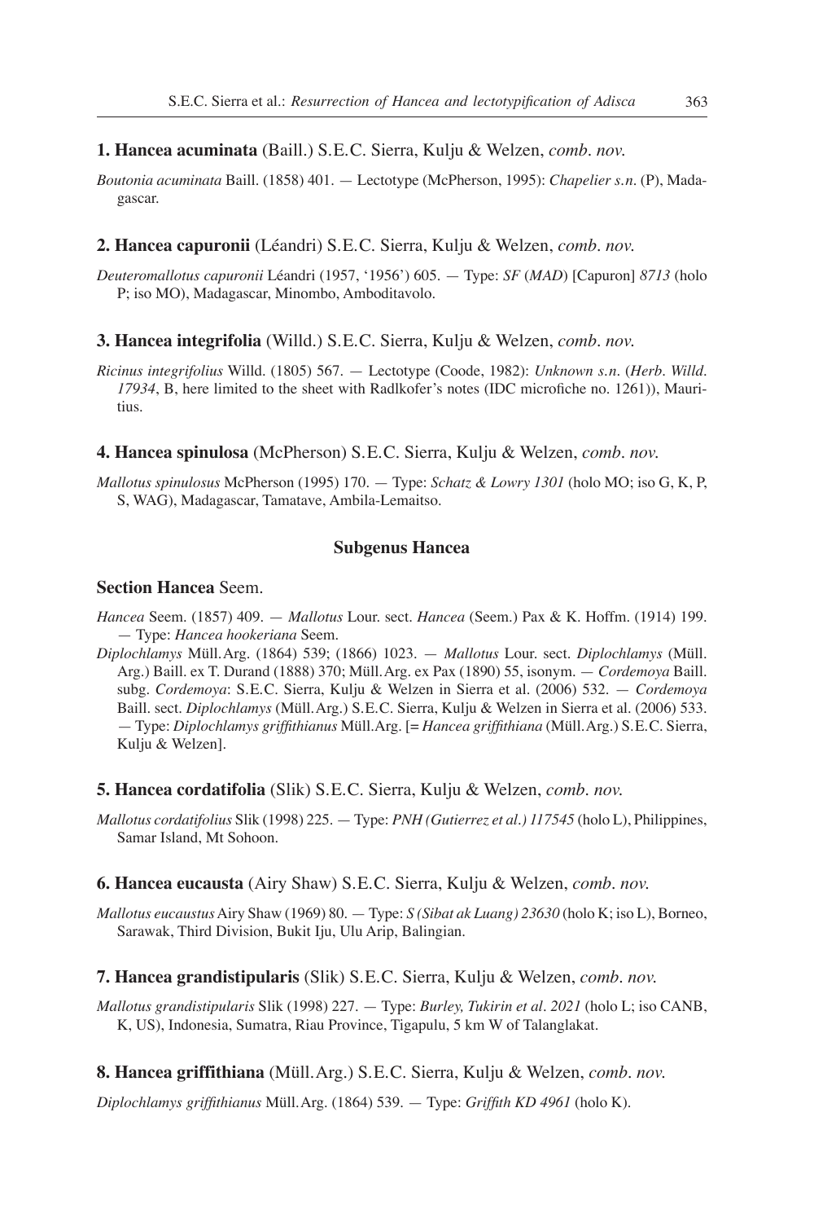**1. Hancea acuminata** (Baill.) S.E.C. Sierra, Kulju & Welzen, *comb. nov.*

*Boutonia acuminata* Baill. (1858) 401. — Lectotype (McPherson, 1995): *Chapelier s.n.* (P), Madagascar.

**2. Hancea capuronii** (Léandri) S.E.C. Sierra, Kulju & Welzen, *comb. nov.*

*Deuteromallotus capuronii* Léandri (1957, '1956') 605. — Type: *SF* (*MAD*) [Capuron] *8713* (holo P; iso MO), Madagascar, Minombo, Amboditavolo.

**3. Hancea integrifolia** (Willd.) S.E.C. Sierra, Kulju & Welzen, *comb. nov.*

*Ricinus integrifolius* Willd. (1805) 567. — Lectotype (Coode, 1982): *Unknown s.n.* (*Herb. Willd. 17934*, B, here limited to the sheet with Radlkofer's notes (IDC microfiche no. 1261)), Mauritius.

**4. Hancea spinulosa** (McPherson) S.E.C. Sierra, Kulju & Welzen, *comb. nov.*

*Mallotus spinulosus* McPherson (1995) 170. — Type: *Schatz & Lowry 1301* (holo MO; iso G, K, P, S, WAG), Madagascar, Tamatave, Ambila-Lemaitso.

## Subgenus Hancea

### Section Hancea Seem.

*Hancea* Seem. (1857) 409. — *Mallotus* Lour. sect. *Hancea* (Seem.) Pax & K. Hoffm. (1914) 199. — Type: *Hancea hookeriana* Seem.

*Diplochlamys* Müll.Arg. (1864) 539; (1866) 1023. — *Mallotus* Lour. sect. *Diplochlamys* (Müll. Arg.) Baill. ex T. Durand (1888) 370; Müll.Arg. ex Pax (1890) 55, isonym. — *Cordemoya* Baill. subg. *Cordemoya*: S.E.C. Sierra, Kulju & Welzen in Sierra et al. (2006) 532. — *Cordemoya* Baill. sect. *Diplochlamys* (Müll.Arg.) S.E.C. Sierra, Kulju & Welzen in Sierra et al. (2006) 533. — Type: *Diplochlamys griffithianus* Müll.Arg. [= *Hancea griffithiana* (Müll.Arg.) S.E.C. Sierra, Kulju & Welzen].

**5. Hancea cordatifolia** (Slik) S.E.C. Sierra, Kulju & Welzen, *comb. nov.*

*Mallotus cordatifolius* Slik (1998) 225. — Type: *PNH (Gutierrez et al.) 117545* (holo L), Philippines, Samar Island, Mt Sohoon.

**6. Hancea eucausta** (Airy Shaw) S.E.C. Sierra, Kulju & Welzen, *comb. nov.*

*Mallotus eucaustus* Airy Shaw (1969) 80. — Type: *S (Sibat ak Luang) 23630* (holo K; iso L), Borneo, Sarawak, Third Division, Bukit Iju, Ulu Arip, Balingian.

**7. Hancea grandistipularis** (Slik) S.E.C. Sierra, Kulju & Welzen, *comb. nov.*

*Mallotus grandistipularis* Slik (1998) 227. — Type: *Burley, Tukirin et al. 2021* (holo L; iso CANB, K, US), Indonesia, Sumatra, Riau Province, Tigapulu, 5 km W of Talanglakat.

**8. Hancea griffithiana** (Müll.Arg.) S.E.C. Sierra, Kulju & Welzen, *comb. nov.*

*Diplochlamys griffithianus* Müll.Arg. (1864) 539. — Type: *Griffith KD 4961* (holo K).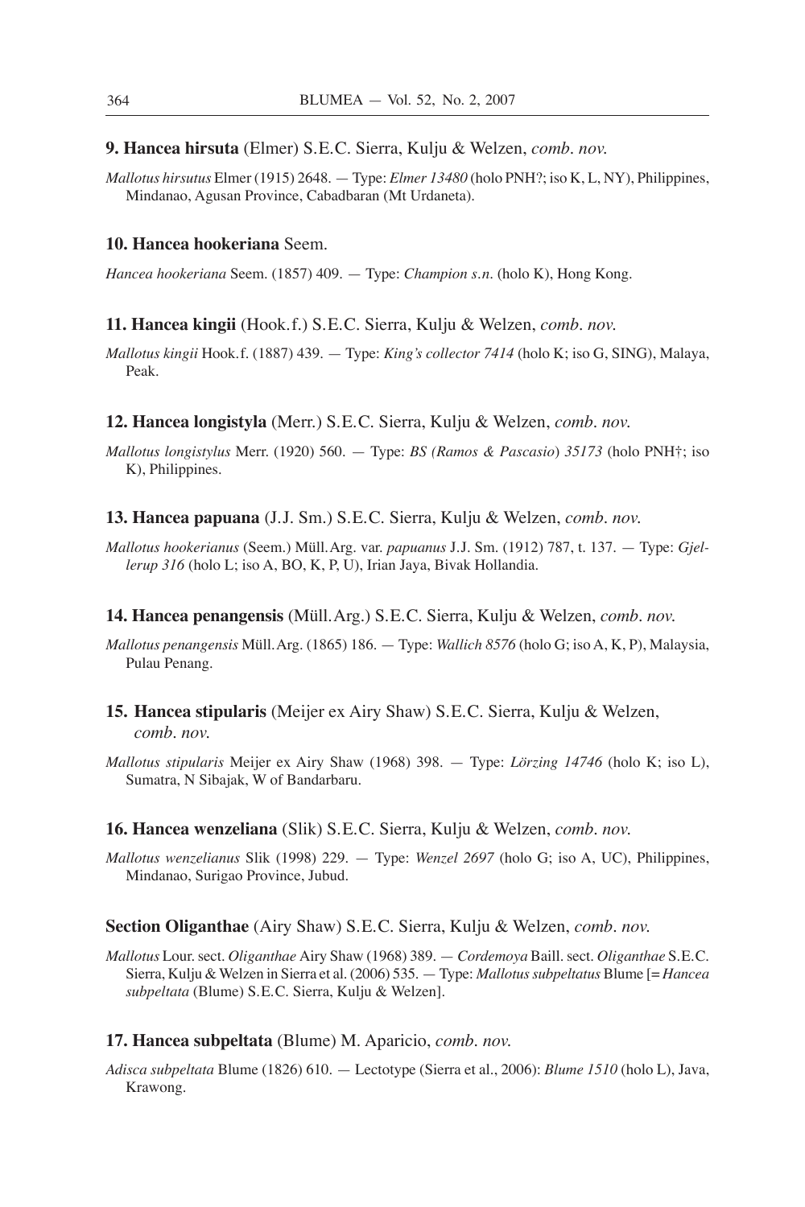**9. Hancea hirsuta** (Elmer) S.E.C. Sierra, Kulju & Welzen, *comb. nov.*

*Mallotus hirsutus* Elmer (1915) 2648. — Type: *Elmer 13480* (holo PNH?; iso K, L, NY), Philippines, Mindanao, Agusan Province, Cabadbaran (Mt Urdaneta).

**10. Hancea hookeriana** Seem.

*Hancea hookeriana* Seem. (1857) 409. — Type: *Champion s.n.* (holo K), Hong Kong.

**11. Hancea kingii** (Hook.f.) S.E.C. Sierra, Kulju & Welzen, *comb. nov.*

*Mallotus kingii* Hook.f. (1887) 439. — Type: *King's collector 7414* (holo K; iso G, SING), Malaya, Peak.

**12. Hancea longistyla** (Merr.) S.E.C. Sierra, Kulju & Welzen, *comb. nov.*

*Mallotus longistylus* Merr. (1920) 560. — Type: *BS (Ramos & Pascasio) 35173* (holo PNH†; iso K), Philippines.

**13. Hancea papuana** (J.J. Sm.) S.E.C. Sierra, Kulju & Welzen, *comb. nov.*

*Mallotus hookerianus* (Seem.) Müll.Arg. var. *papuanus* J.J. Sm. (1912) 787, t. 137. — Type: *Gjellerup 316* (holo L; iso A, BO, K, P, U), Irian Jaya, Bivak Hollandia.

**14. Hancea penangensis** (Müll.Arg.) S.E.C. Sierra, Kulju & Welzen, *comb. nov.*

*Mallotus penangensis* Müll.Arg. (1865) 186. — Type: *Wallich 8576* (holo G; iso A, K, P), Malaysia, Pulau Penang.

**15. Hancea stipularis** (Meijer ex Airy Shaw) S.E.C. Sierra, Kulju & Welzen, *comb. nov.*

*Mallotus stipularis* Meijer ex Airy Shaw (1968) 398. — Type: *Lörzing 14746* (holo K; iso L), Sumatra, N Sibajak, W of Bandarbaru.

**16. Hancea wenzeliana** (Slik) S.E.C. Sierra, Kulju & Welzen, *comb. nov.*

*Mallotus wenzelianus* Slik (1998) 229. — Type: *Wenzel 2697* (holo G; iso A, UC), Philippines, Mindanao, Surigao Province, Jubud.

**Section Oliganthae** (Airy Shaw) S.E.C. Sierra, Kulju & Welzen, *comb. nov.*

*Mallotus* Lour. sect. *Oliganthae* Airy Shaw (1968) 389. — *Cordemoya* Baill. sect. *Oliganthae* S.E.C. Sierra, Kulju & Welzen in Sierra et al. (2006) 535. — Type: *Mallotus subpeltatus* Blume [= *Hancea subpeltata* (Blume) S.E.C. Sierra, Kulju & Welzen].

**17. Hancea subpeltata** (Blume) M. Aparicio, *comb. nov.*

*Adisca subpeltata* Blume (1826) 610. — Lectotype (Sierra et al., 2006): *Blume 1510* (holo L), Java, Krawong.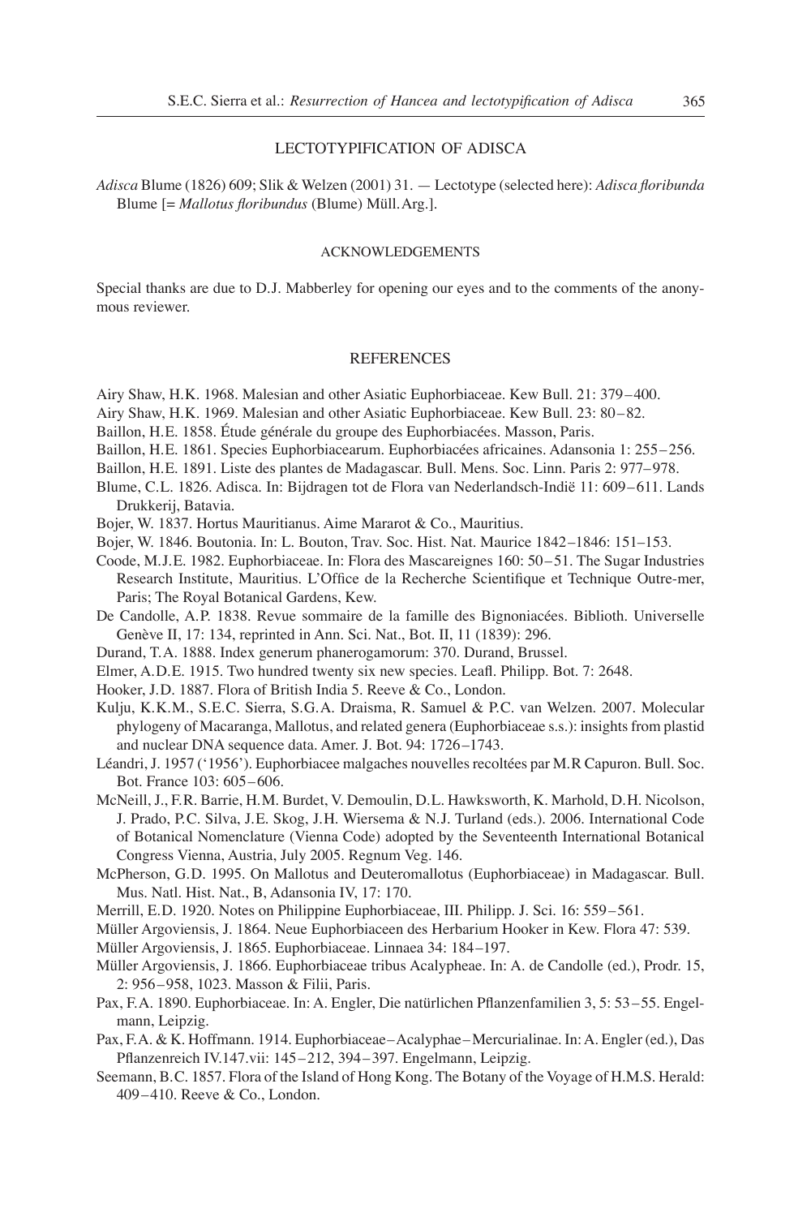## LECTOTYPIFICATION OF ADISCA

*Adisca* Blume (1826) 609; Slik & Welzen (2001) 31. — Lectotype (selected here): *Adisca floribunda* Blume [= *Mallotus floribundus* (Blume) Müll.Arg.].

## ACKNOWLEDGEMENTS

Special thanks are due to D.J. Mabberley for opening our eyes and to the comments of the anonymous reviewer.

## REFERENCES

Airy Shaw, H.K. 1968. Malesian and other Asiatic Euphorbiaceae. Kew Bull. 21: 379–400.

Airy Shaw, H.K. 1969. Malesian and other Asiatic Euphorbiaceae. Kew Bull. 23: 80–82.

Baillon, H.E. 1858. Étude générale du groupe des Euphorbiacées. Masson, Paris.

Baillon, H.E. 1861. Species Euphorbiacearum. Euphorbiacées africaines. Adansonia 1: 255–256.

Baillon, H.E. 1891. Liste des plantes de Madagascar. Bull. Mens. Soc. Linn. Paris 2: 977–978.

Blume, C.L. 1826. Adisca. In: Bijdragen tot de Flora van Nederlandsch-Indië 11: 609–611. Lands Drukkerij, Batavia.

Bojer, W. 1837. Hortus Mauritianus. Aime Mararot & Co., Mauritius.

Bojer, W. 1846. Boutonia. In: L. Bouton, Trav. Soc. Hist. Nat. Maurice 1842–1846: 151–153.

Coode, M.J.E. 1982. Euphorbiaceae. In: Flora des Mascareignes 160: 50–51. The Sugar Industries Research Institute, Mauritius. L'Office de la Recherche Scientifique et Technique Outre-mer, Paris; The Royal Botanical Gardens, Kew.

De Candolle, A.P. 1838. Revue sommaire de la famille des Bignoniacées. Biblioth. Universelle Genève II, 17: 134, reprinted in Ann. Sci. Nat., Bot. II, 11 (1839): 296.

Durand, T.A. 1888. Index generum phanerogamorum: 370. Durand, Brussel.

Elmer, A.D.E. 1915. Two hundred twenty six new species. Leafl. Philipp. Bot. 7: 2648.

Hooker, J.D. 1887. Flora of British India 5. Reeve & Co., London.

Kulju, K.K.M., S.E.C. Sierra, S.G.A. Draisma, R. Samuel & P.C. van Welzen. 2007. Molecular phylogeny of Macaranga, Mallotus, and related genera (Euphorbiaceae s.s.): insights from plastid and nuclear DNA sequence data. Amer. J. Bot. 94: 1726–1743.

Léandri, J. 1957 ('1956'). Euphorbiacee malgaches nouvelles recoltées par M.R Capuron. Bull. Soc. Bot. France 103: 605–606.

McNeill, J., F.R. Barrie, H.M. Burdet, V. Demoulin, D.L. Hawksworth, K. Marhold, D.H. Nicolson, J. Prado, P.C. Silva, J.E. Skog, J.H. Wiersema & N.J. Turland (eds.). 2006. International Code of Botanical Nomenclature (Vienna Code) adopted by the Seventeenth International Botanical Congress Vienna, Austria, July 2005. Regnum Veg. 146.

McPherson, G.D. 1995. On Mallotus and Deuteromallotus (Euphorbiaceae) in Madagascar. Bull. Mus. Natl. Hist. Nat., B, Adansonia IV, 17: 170.

Merrill, E.D. 1920. Notes on Philippine Euphorbiaceae, III. Philipp. J. Sci. 16: 559–561.

Müller Argoviensis, J. 1864. Neue Euphorbiaceen des Herbarium Hooker in Kew. Flora 47: 539.

Müller Argoviensis, J. 1865. Euphorbiaceae. Linnaea 34: 184–197.

Müller Argoviensis, J. 1866. Euphorbiaceae tribus Acalypheae. In: A. de Candolle (ed.), Prodr. 15, 2: 956–958, 1023. Masson & Filii, Paris.

Pax, F.A. 1890. Euphorbiaceae. In: A. Engler, Die natürlichen Pflanzenfamilien 3, 5: 53–55. Engelmann, Leipzig.

Pax, F.A. & K. Hoffmann. 1914. Euphorbiaceae–Acalyphae–Mercurialinae. In: A. Engler (ed.), Das Pflanzenreich IV.147.vii: 145–212, 394–397. Engelmann, Leipzig.

Seemann, B.C. 1857. Flora of the Island of Hong Kong. The Botany of the Voyage of H.M.S. Herald: 409–410. Reeve & Co., London.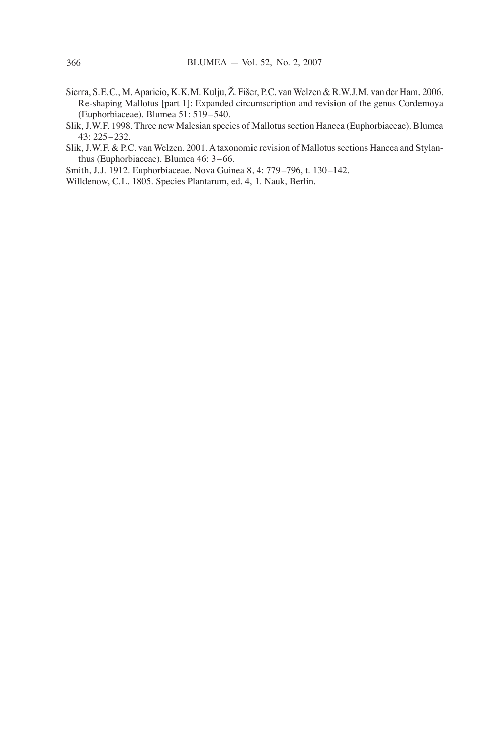Sierra, S.E.C., M. Aparicio, K.K.M. Kulju, Ž. Fišer, P.C. van Welzen & R.W.J.M. van der Ham. 2006. Re-shaping Mallotus [part 1]: Expanded circumscription and revision of the genus Cordemoya (Euphorbiaceae). Blumea 51: 519–540.

Slik, J.W.F. 1998. Three new Malesian species of Mallotus section Hancea (Euphorbiaceae). Blumea 43: 225–232.

Slik, J.W.F. & P.C. van Welzen. 2001. A taxonomic revision of Mallotus sections Hancea and Stylanthus (Euphorbiaceae). Blumea 46: 3–66.

Smith, J.J. 1912. Euphorbiaceae. Nova Guinea 8, 4: 779–796, t. 130–142.

Willdenow, C.L. 1805. Species Plantarum, ed. 4, 1. Nauk, Berlin.